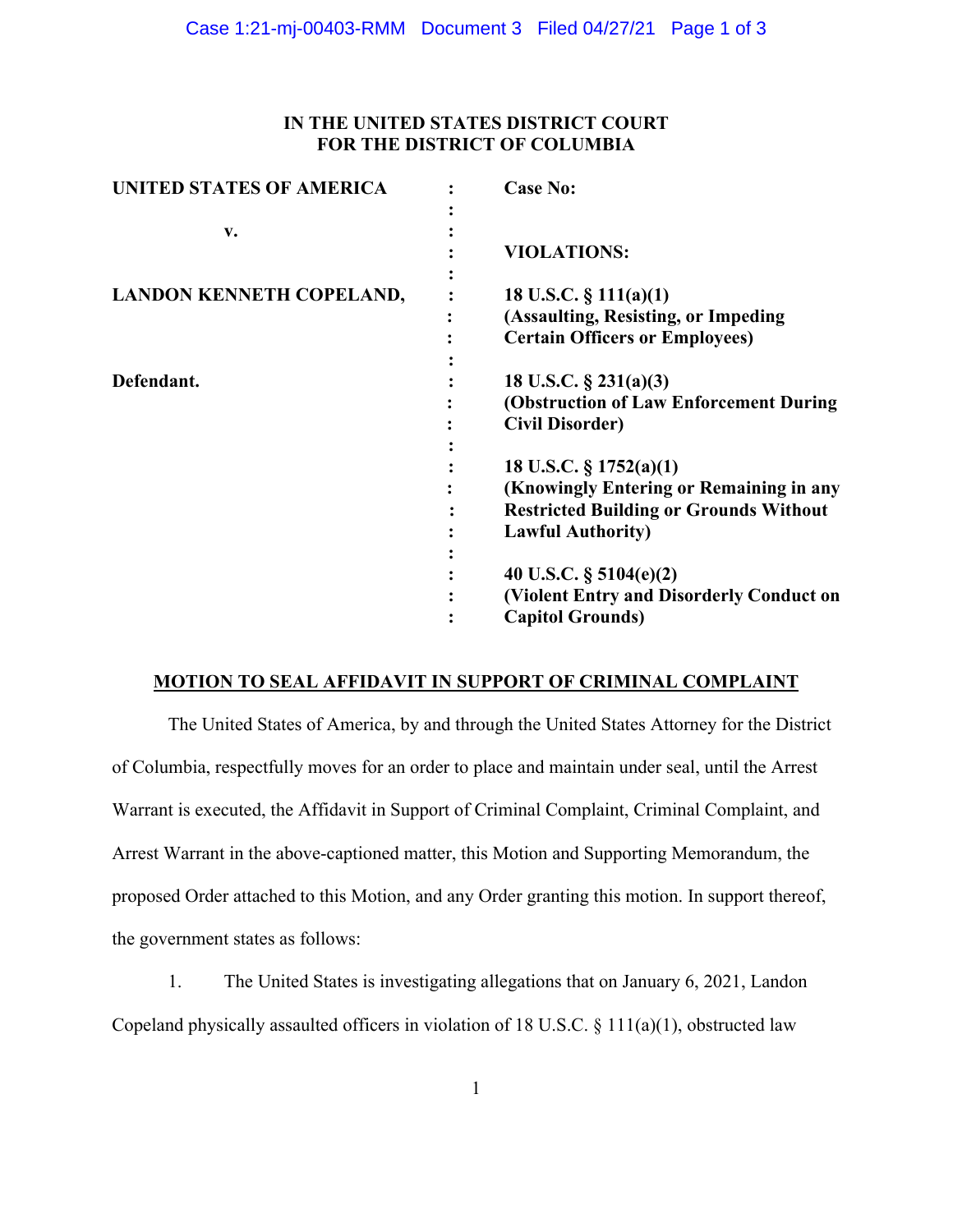**IN THE UNITED STATES DISTRICT COURT**
**FOR THE DISTRICT OF COLUMBIA**

| | | |
|---|---|---|
| **UNITED STATES OF AMERICA** | : | **Case No:** |
| | : | |
| **v.** | : | |
| | : | **VIOLATIONS:** |
| | : | |
| **LANDON KENNETH COPELAND,** | : | **18 U.S.C. § 111(a)(1) (Assaulting, Resisting, or Impeding Certain Officers or Employees)** |
| | : | |
| **Defendant.** | : | **18 U.S.C. § 231(a)(3) (Obstruction of Law Enforcement During Civil Disorder)** |
| | : | |
| | : | **18 U.S.C. § 1752(a)(1) (Knowingly Entering or Remaining in any Restricted Building or Grounds Without Lawful Authority)** |
| | : | |
| | : | **40 U.S.C. § 5104(e)(2) (Violent Entry and Disorderly Conduct on Capitol Grounds)** |

**MOTION TO SEAL AFFIDAVIT IN SUPPORT OF CRIMINAL COMPLAINT**

The United States of America, by and through the United States Attorney for the District of Columbia, respectfully moves for an order to place and maintain under seal, until the Arrest Warrant is executed, the Affidavit in Support of Criminal Complaint, Criminal Complaint, and Arrest Warrant in the above-captioned matter, this Motion and Supporting Memorandum, the proposed Order attached to this Motion, and any Order granting this motion. In support thereof, the government states as follows:

1. The United States is investigating allegations that on January 6, 2021, Landon Copeland physically assaulted officers in violation of 18 U.S.C. § 111(a)(1), obstructed law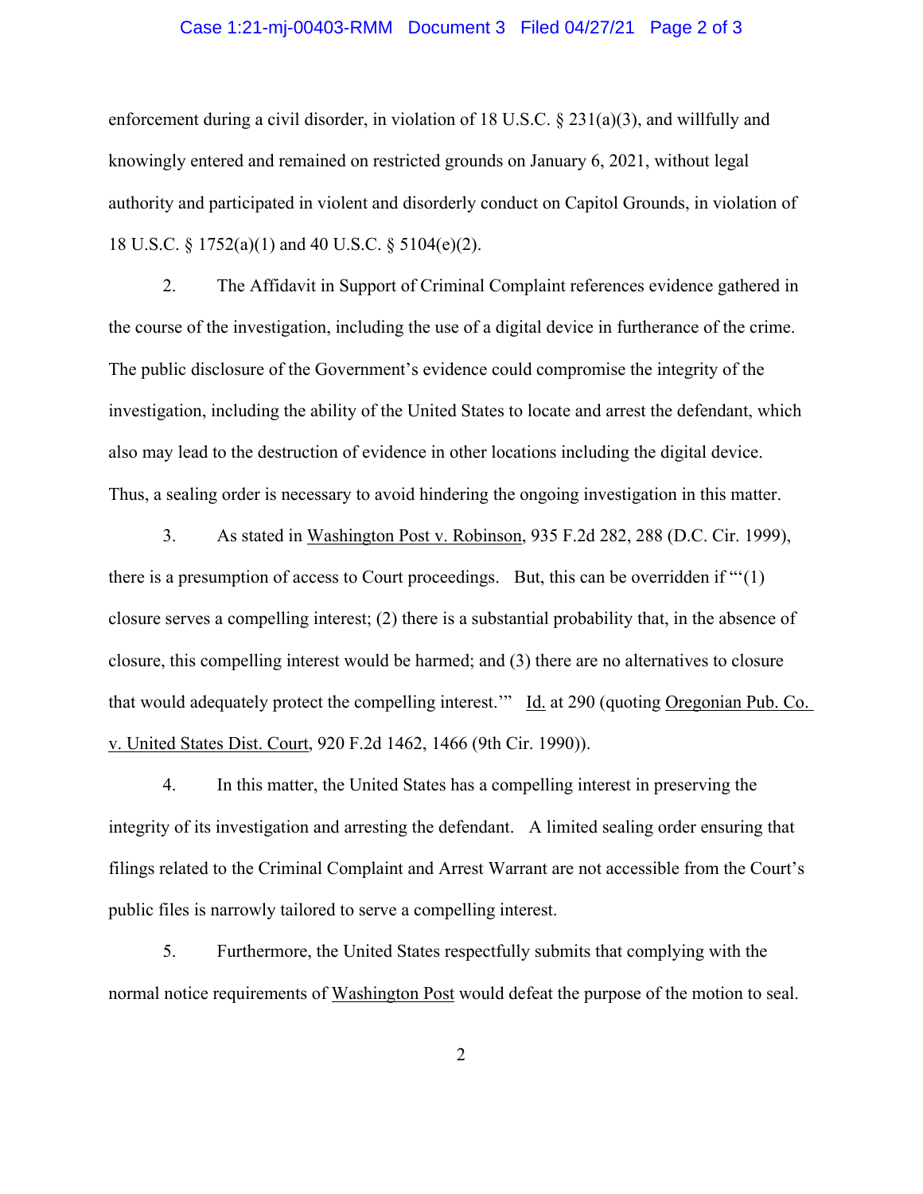enforcement during a civil disorder, in violation of 18 U.S.C. § 231(a)(3), and willfully and knowingly entered and remained on restricted grounds on January 6, 2021, without legal authority and participated in violent and disorderly conduct on Capitol Grounds, in violation of 18 U.S.C. § 1752(a)(1) and 40 U.S.C. § 5104(e)(2).

2. The Affidavit in Support of Criminal Complaint references evidence gathered in the course of the investigation, including the use of a digital device in furtherance of the crime. The public disclosure of the Government's evidence could compromise the integrity of the investigation, including the ability of the United States to locate and arrest the defendant, which also may lead to the destruction of evidence in other locations including the digital device. Thus, a sealing order is necessary to avoid hindering the ongoing investigation in this matter.

3. As stated in Washington Post v. Robinson, 935 F.2d 282, 288 (D.C. Cir. 1999), there is a presumption of access to Court proceedings. But, this can be overridden if "'(1) closure serves a compelling interest; (2) there is a substantial probability that, in the absence of closure, this compelling interest would be harmed; and (3) there are no alternatives to closure that would adequately protect the compelling interest.'" Id. at 290 (quoting Oregonian Pub. Co. v. United States Dist. Court, 920 F.2d 1462, 1466 (9th Cir. 1990)).

4. In this matter, the United States has a compelling interest in preserving the integrity of its investigation and arresting the defendant. A limited sealing order ensuring that filings related to the Criminal Complaint and Arrest Warrant are not accessible from the Court's public files is narrowly tailored to serve a compelling interest.

5. Furthermore, the United States respectfully submits that complying with the normal notice requirements of Washington Post would defeat the purpose of the motion to seal.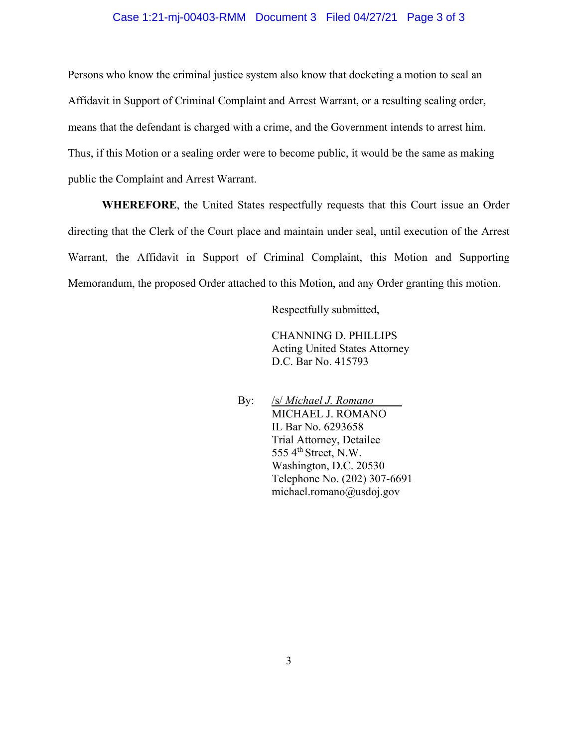Persons who know the criminal justice system also know that docketing a motion to seal an Affidavit in Support of Criminal Complaint and Arrest Warrant, or a resulting sealing order, means that the defendant is charged with a crime, and the Government intends to arrest him. Thus, if this Motion or a sealing order were to become public, it would be the same as making public the Complaint and Arrest Warrant.

**WHEREFORE**, the United States respectfully requests that this Court issue an Order directing that the Clerk of the Court place and maintain under seal, until execution of the Arrest Warrant, the Affidavit in Support of Criminal Complaint, this Motion and Supporting Memorandum, the proposed Order attached to this Motion, and any Order granting this motion.

Respectfully submitted,

CHANNING D. PHILLIPS
Acting United States Attorney
D.C. Bar No. 415793

By: /s/ *Michael J. Romano*
MICHAEL J. ROMANO
IL Bar No. 6293658
Trial Attorney, Detailee
555 4th Street, N.W.
Washington, D.C. 20530
Telephone No. (202) 307-6691
michael.romano@usdoj.gov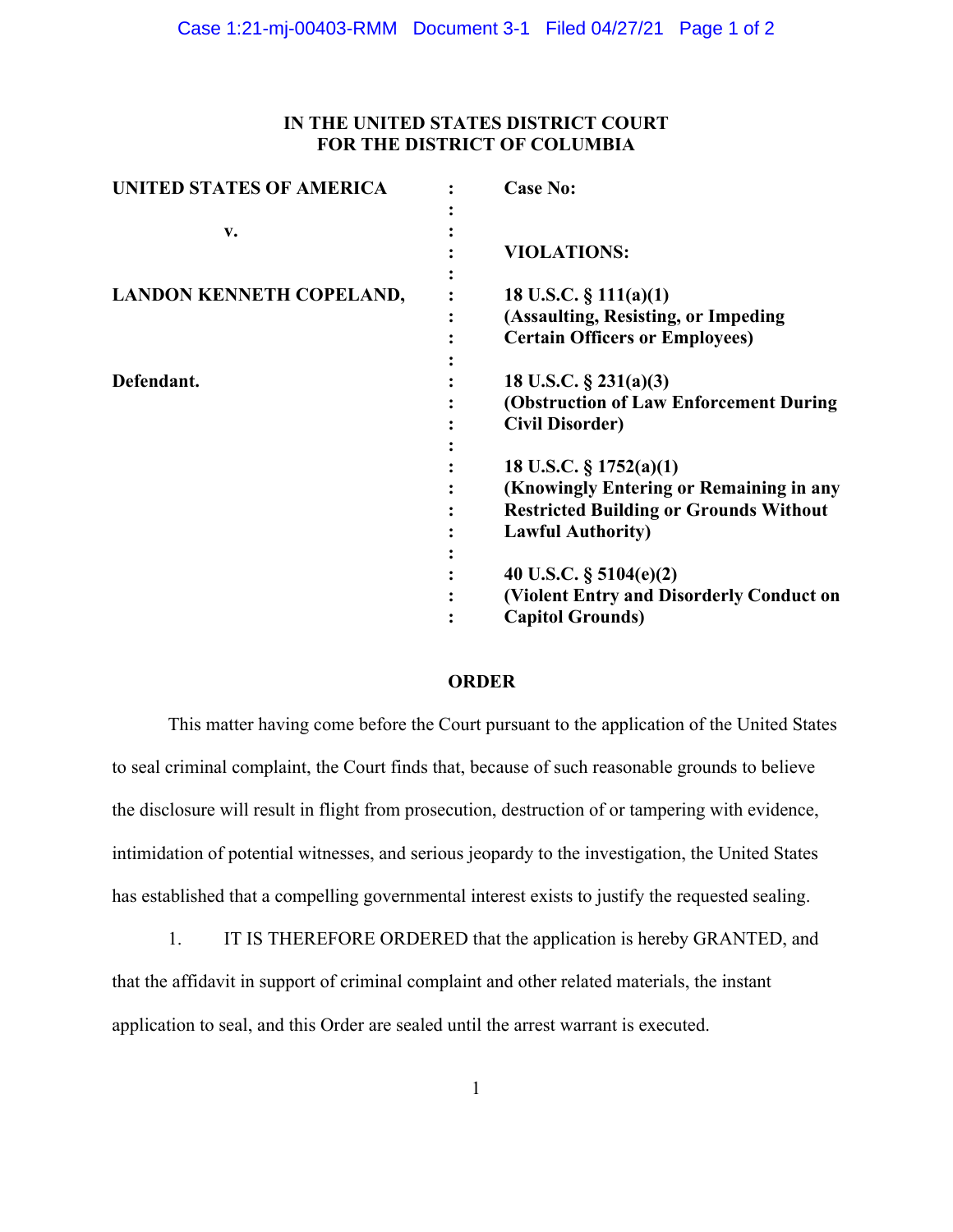**IN THE UNITED STATES DISTRICT COURT**
**FOR THE DISTRICT OF COLUMBIA**

| | | |
|---|---|---|
| **UNITED STATES OF AMERICA** | : | **Case No:** |
| | : | |
| **v.** | : | |
| | : | **VIOLATIONS:** |
| | : | |
| **LANDON KENNETH COPELAND,** | : | **18 U.S.C. § 111(a)(1)** |
| | : | **(Assaulting, Resisting, or Impeding** |
| | : | **Certain Officers or Employees)** |
| | : | |
| **Defendant.** | : | **18 U.S.C. § 231(a)(3)** |
| | : | **(Obstruction of Law Enforcement During** |
| | : | **Civil Disorder)** |
| | : | |
| | : | **18 U.S.C. § 1752(a)(1)** |
| | : | **(Knowingly Entering or Remaining in any** |
| | : | **Restricted Building or Grounds Without** |
| | : | **Lawful Authority)** |
| | : | |
| | : | **40 U.S.C. § 5104(e)(2)** |
| | : | **(Violent Entry and Disorderly Conduct on** |
| | : | **Capitol Grounds)** |

**ORDER**

This matter having come before the Court pursuant to the application of the United States to seal criminal complaint, the Court finds that, because of such reasonable grounds to believe the disclosure will result in flight from prosecution, destruction of or tampering with evidence, intimidation of potential witnesses, and serious jeopardy to the investigation, the United States has established that a compelling governmental interest exists to justify the requested sealing.

1. IT IS THEREFORE ORDERED that the application is hereby GRANTED, and that the affidavit in support of criminal complaint and other related materials, the instant application to seal, and this Order are sealed until the arrest warrant is executed.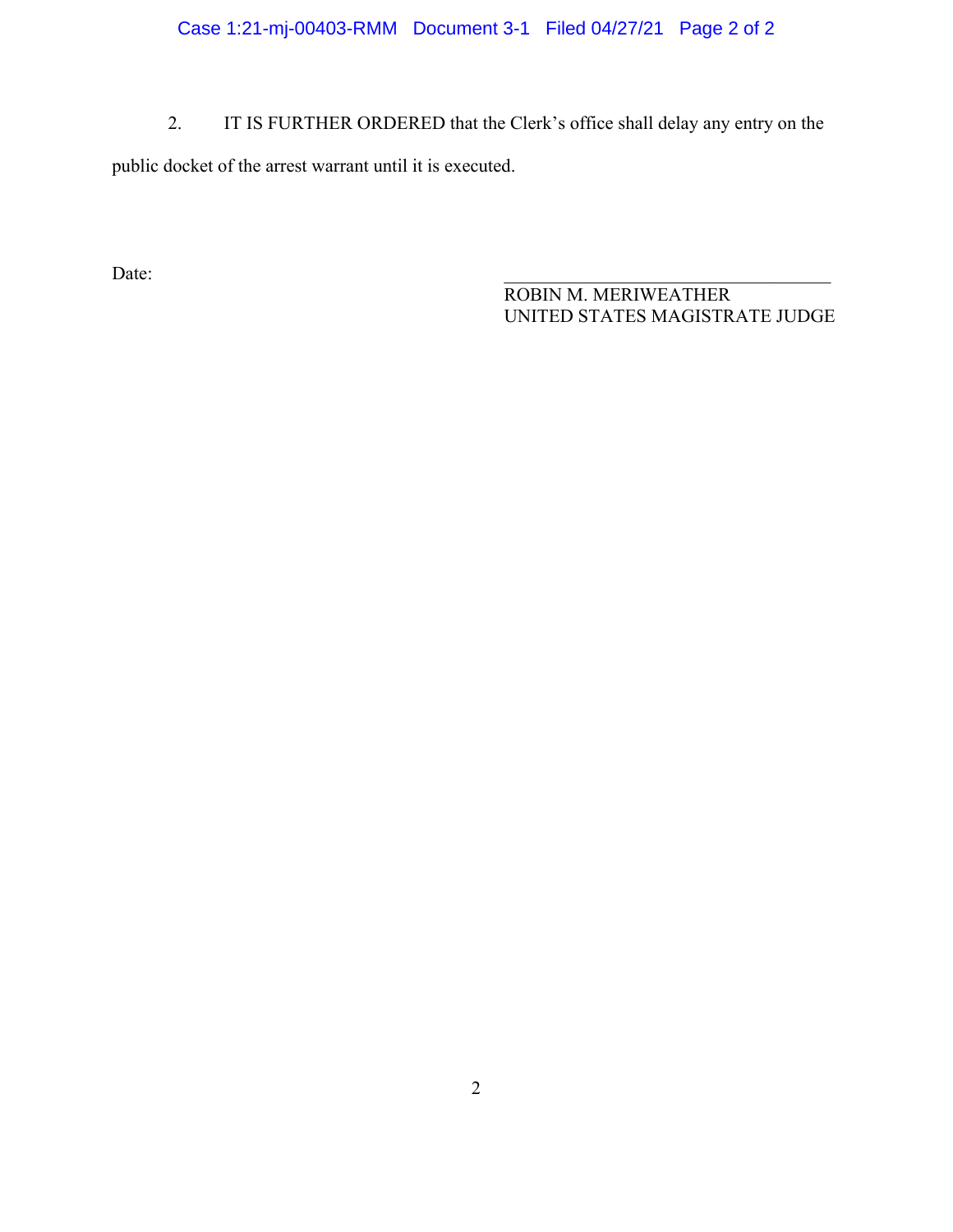2. IT IS FURTHER ORDERED that the Clerk's office shall delay any entry on the public docket of the arrest warrant until it is executed.

Date:

\_\_\_\_\_\_\_\_\_\_\_\_\_\_\_\_\_\_\_\_\_\_\_\_\_\_\_\_\_\_\_\_\_\_\_\_
ROBIN M. MERIWEATHER
UNITED STATES MAGISTRATE JUDGE